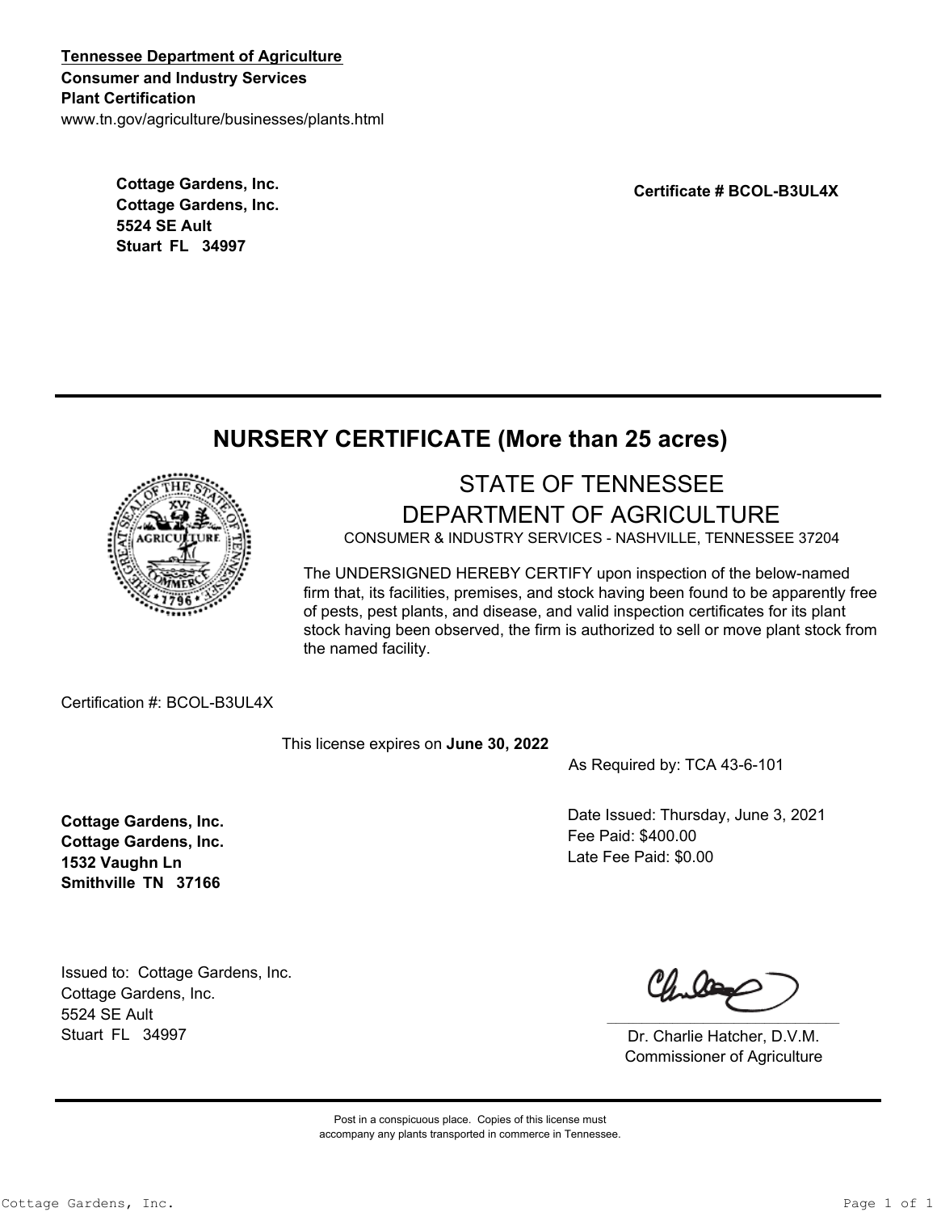**<u>Tennessee Department of Agriculture</u>**
**Consumer and Industry Services**
**Plant Certification**
www.tn.gov/agriculture/businesses/plants.html

**Cottage Gardens, Inc.**
**Cottage Gardens, Inc.**
**5524 SE Ault**
**Stuart FL 34997**

**Certificate # BCOL-B3UL4X**

---

## NURSERY CERTIFICATE (More than 25 acres)

STATE OF TENNESSEE
DEPARTMENT OF AGRICULTURE
CONSUMER & INDUSTRY SERVICES - NASHVILLE, TENNESSEE 37204

The UNDERSIGNED HEREBY CERTIFY upon inspection of the below-named firm that, its facilities, premises, and stock having been found to be apparently free of pests, pest plants, and disease, and valid inspection certificates for its plant stock having been observed, the firm is authorized to sell or move plant stock from the named facility.

Certification #: BCOL-B3UL4X

This license expires on **June 30, 2022**

As Required by: TCA 43-6-101

**Cottage Gardens, Inc.**
**Cottage Gardens, Inc.**
**1532 Vaughn Ln**
**Smithville TN 37166**

Date Issued: Thursday, June 3, 2021
Fee Paid: $400.00
Late Fee Paid: $0.00

Issued to: Cottage Gardens, Inc.
Cottage Gardens, Inc.
5524 SE Ault
Stuart FL 34997

Dr. Charlie Hatcher, D.V.M.
Commissioner of Agriculture

---

Post in a conspicuous place. Copies of this license must accompany any plants transported in commerce in Tennessee.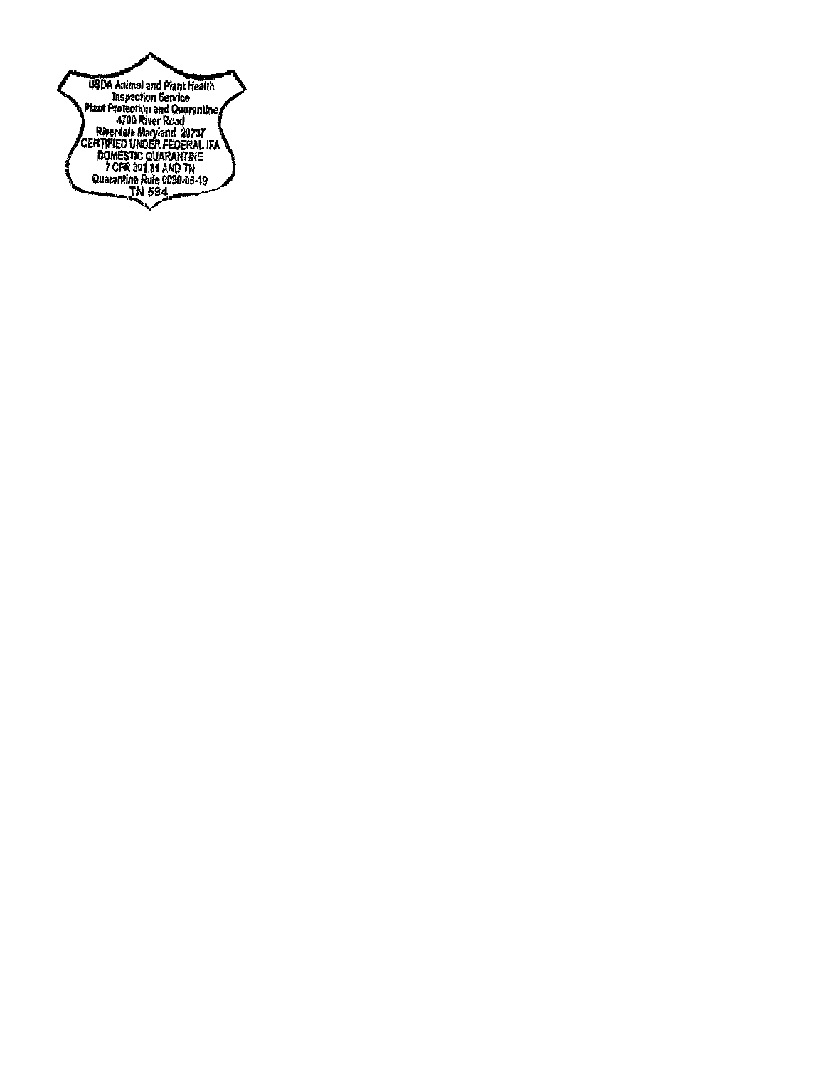USDA Animal and Plant Health
Inspection Service
Plant Protection and Quarantine
4700 River Road
Riverdale Maryland 20737
CERTIFIED UNDER FEDERAL IFA
DOMESTIC QUARANTINE
7 CFR 301.81 AND TN
Quarantine Rule 0080-06-19
TN 594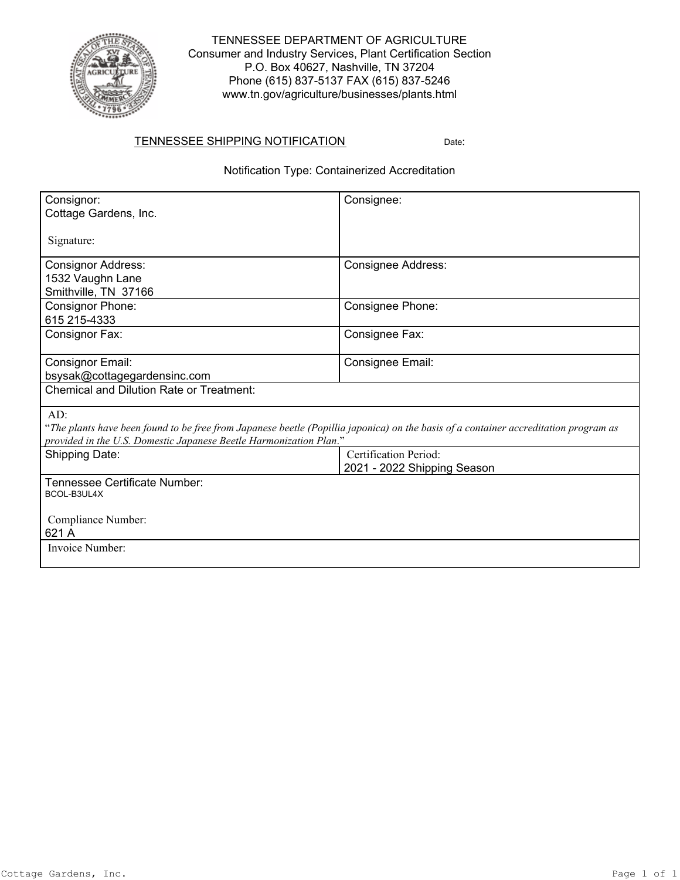TENNESSEE DEPARTMENT OF AGRICULTURE
Consumer and Industry Services, Plant Certification Section
P.O. Box 40627, Nashville, TN 37204
Phone (615) 837-5137 FAX (615) 837-5246
www.tn.gov/agriculture/businesses/plants.html

TENNESSEE SHIPPING NOTIFICATION    Date:

Notification Type: Containerized Accreditation

| | |
|---|---|
| Consignor:<br>Cottage Gardens, Inc.<br><br>Signature: | Consignee: |
| Consignor Address:<br>1532 Vaughn Lane<br>Smithville, TN 37166 | Consignee Address: |
| Consignor Phone:<br>615 215-4333 | Consignee Phone: |
| Consignor Fax: | Consignee Fax: |
| Consignor Email:<br>bsysak@cottagegardensinc.com | Consignee Email: |
| Chemical and Dilution Rate or Treatment: | |
| AD:<br>"*The plants have been found to be free from Japanese beetle (Popillia japonica) on the basis of a container accreditation program as provided in the U.S. Domestic Japanese Beetle Harmonization Plan*." | |
| Shipping Date: | Certification Period:<br>2021 - 2022 Shipping Season |
| Tennessee Certificate Number:<br>BCOL-B3UL4X<br><br>Compliance Number:<br>621 A | |
| Invoice Number: | |